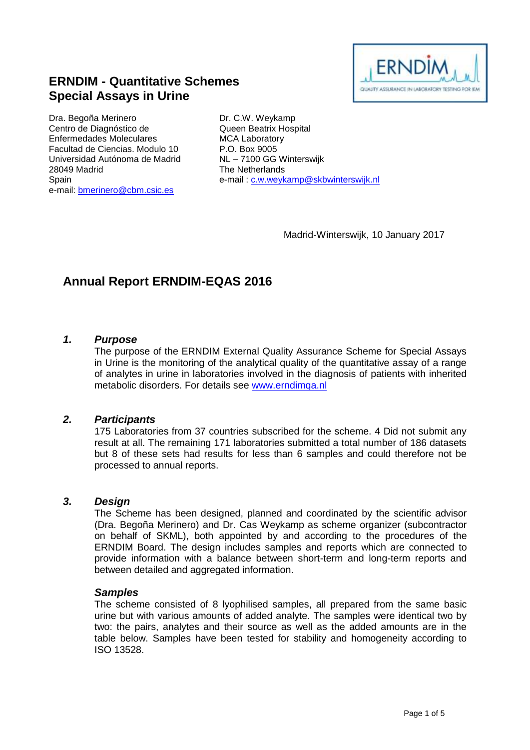# ERNDIM - Quantitative Schemes
# Special Assays in Urine

Dra. Begoña Merinero
Centro de Diagnóstico de Enfermedades Moleculares
Facultad de Ciencias. Modulo 10
Universidad Autónoma de Madrid
28049 Madrid
Spain
e-mail: bmerinero@cbm.csic.es

Dr. C.W. Weykamp
Queen Beatrix Hospital
MCA Laboratory
P.O. Box 9005
NL – 7100 GG Winterswijk
The Netherlands
e-mail : c.w.weykamp@skbwinterswijk.nl

Madrid-Winterswijk, 10 January 2017

## Annual Report ERNDIM-EQAS 2016

### *1. Purpose*

The purpose of the ERNDIM External Quality Assurance Scheme for Special Assays in Urine is the monitoring of the analytical quality of the quantitative assay of a range of analytes in urine in laboratories involved in the diagnosis of patients with inherited metabolic disorders. For details see www.erndimqa.nl

### *2. Participants*

175 Laboratories from 37 countries subscribed for the scheme. 4 Did not submit any result at all. The remaining 171 laboratories submitted a total number of 186 datasets but 8 of these sets had results for less than 6 samples and could therefore not be processed to annual reports.

### *3. Design*

The Scheme has been designed, planned and coordinated by the scientific advisor (Dra. Begoña Merinero) and Dr. Cas Weykamp as scheme organizer (subcontractor on behalf of SKML), both appointed by and according to the procedures of the ERNDIM Board. The design includes samples and reports which are connected to provide information with a balance between short-term and long-term reports and between detailed and aggregated information.

#### *Samples*

The scheme consisted of 8 lyophilised samples, all prepared from the same basic urine but with various amounts of added analyte. The samples were identical two by two: the pairs, analytes and their source as well as the added amounts are in the table below. Samples have been tested for stability and homogeneity according to ISO 13528.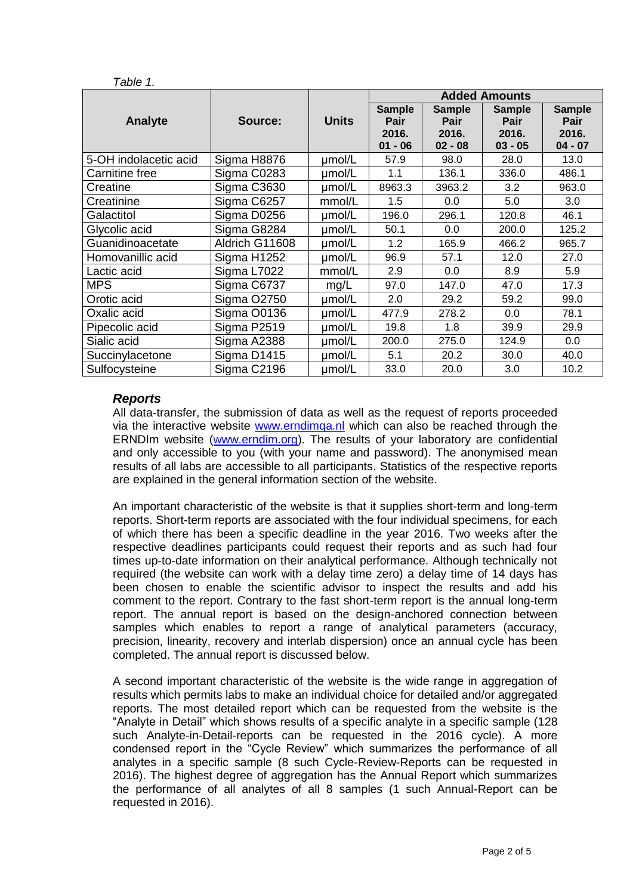*Table 1.*

| Analyte | Source: | Units | Added Amounts | | | |
|---|---|---|---|---|---|---|
| | | | Sample Pair 2016. 01 - 06 | Sample Pair 2016. 02 - 08 | Sample Pair 2016. 03 - 05 | Sample Pair 2016. 04 - 07 |
| 5-OH indolacetic acid | Sigma H8876 | µmol/L | 57.9 | 98.0 | 28.0 | 13.0 |
| Carnitine free | Sigma C0283 | µmol/L | 1.1 | 136.1 | 336.0 | 486.1 |
| Creatine | Sigma C3630 | µmol/L | 8963.3 | 3963.2 | 3.2 | 963.0 |
| Creatinine | Sigma C6257 | mmol/L | 1.5 | 0.0 | 5.0 | 3.0 |
| Galactitol | Sigma D0256 | µmol/L | 196.0 | 296.1 | 120.8 | 46.1 |
| Glycolic acid | Sigma G8284 | µmol/L | 50.1 | 0.0 | 200.0 | 125.2 |
| Guanidinoacetate | Aldrich G11608 | µmol/L | 1.2 | 165.9 | 466.2 | 965.7 |
| Homovanillic acid | Sigma H1252 | µmol/L | 96.9 | 57.1 | 12.0 | 27.0 |
| Lactic acid | Sigma L7022 | mmol/L | 2.9 | 0.0 | 8.9 | 5.9 |
| MPS | Sigma C6737 | mg/L | 97.0 | 147.0 | 47.0 | 17.3 |
| Orotic acid | Sigma O2750 | µmol/L | 2.0 | 29.2 | 59.2 | 99.0 |
| Oxalic acid | Sigma O0136 | µmol/L | 477.9 | 278.2 | 0.0 | 78.1 |
| Pipecolic acid | Sigma P2519 | µmol/L | 19.8 | 1.8 | 39.9 | 29.9 |
| Sialic acid | Sigma A2388 | µmol/L | 200.0 | 275.0 | 124.9 | 0.0 |
| Succinylacetone | Sigma D1415 | µmol/L | 5.1 | 20.2 | 30.0 | 40.0 |
| Sulfocysteine | Sigma C2196 | µmol/L | 33.0 | 20.0 | 3.0 | 10.2 |

### *Reports*

All data-transfer, the submission of data as well as the request of reports proceeded via the interactive website www.erndimqa.nl which can also be reached through the ERNDIm website (www.erndim.org). The results of your laboratory are confidential and only accessible to you (with your name and password). The anonymised mean results of all labs are accessible to all participants. Statistics of the respective reports are explained in the general information section of the website.

An important characteristic of the website is that it supplies short-term and long-term reports. Short-term reports are associated with the four individual specimens, for each of which there has been a specific deadline in the year 2016. Two weeks after the respective deadlines participants could request their reports and as such had four times up-to-date information on their analytical performance. Although technically not required (the website can work with a delay time zero) a delay time of 14 days has been chosen to enable the scientific advisor to inspect the results and add his comment to the report. Contrary to the fast short-term report is the annual long-term report. The annual report is based on the design-anchored connection between samples which enables to report a range of analytical parameters (accuracy, precision, linearity, recovery and interlab dispersion) once an annual cycle has been completed. The annual report is discussed below.

A second important characteristic of the website is the wide range in aggregation of results which permits labs to make an individual choice for detailed and/or aggregated reports. The most detailed report which can be requested from the website is the "Analyte in Detail" which shows results of a specific analyte in a specific sample (128 such Analyte-in-Detail-reports can be requested in the 2016 cycle). A more condensed report in the "Cycle Review" which summarizes the performance of all analytes in a specific sample (8 such Cycle-Review-Reports can be requested in 2016). The highest degree of aggregation has the Annual Report which summarizes the performance of all analytes of all 8 samples (1 such Annual-Report can be requested in 2016).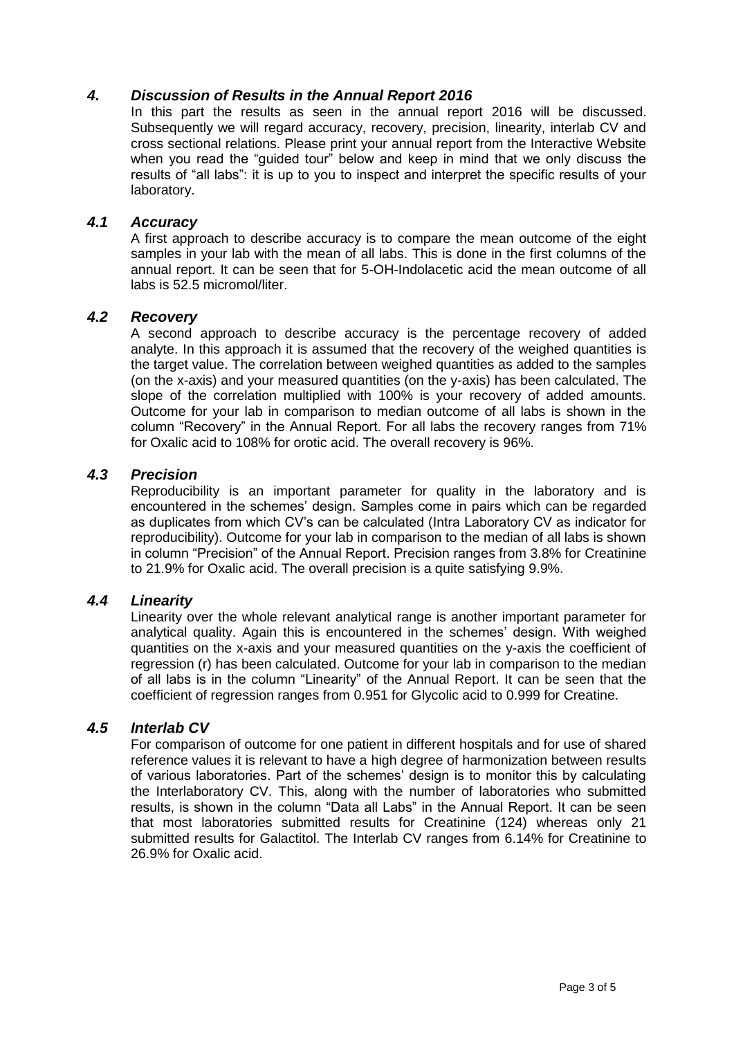## *4. Discussion of Results in the Annual Report 2016*

In this part the results as seen in the annual report 2016 will be discussed. Subsequently we will regard accuracy, recovery, precision, linearity, interlab CV and cross sectional relations. Please print your annual report from the Interactive Website when you read the "guided tour" below and keep in mind that we only discuss the results of "all labs": it is up to you to inspect and interpret the specific results of your laboratory.

### *4.1 Accuracy*

A first approach to describe accuracy is to compare the mean outcome of the eight samples in your lab with the mean of all labs. This is done in the first columns of the annual report. It can be seen that for 5-OH-Indolacetic acid the mean outcome of all labs is 52.5 micromol/liter.

### *4.2 Recovery*

A second approach to describe accuracy is the percentage recovery of added analyte. In this approach it is assumed that the recovery of the weighed quantities is the target value. The correlation between weighed quantities as added to the samples (on the x-axis) and your measured quantities (on the y-axis) has been calculated. The slope of the correlation multiplied with 100% is your recovery of added amounts. Outcome for your lab in comparison to median outcome of all labs is shown in the column "Recovery" in the Annual Report. For all labs the recovery ranges from 71% for Oxalic acid to 108% for orotic acid. The overall recovery is 96%.

### *4.3 Precision*

Reproducibility is an important parameter for quality in the laboratory and is encountered in the schemes' design. Samples come in pairs which can be regarded as duplicates from which CV's can be calculated (Intra Laboratory CV as indicator for reproducibility). Outcome for your lab in comparison to the median of all labs is shown in column "Precision" of the Annual Report. Precision ranges from 3.8% for Creatinine to 21.9% for Oxalic acid. The overall precision is a quite satisfying 9.9%.

### *4.4 Linearity*

Linearity over the whole relevant analytical range is another important parameter for analytical quality. Again this is encountered in the schemes' design. With weighed quantities on the x-axis and your measured quantities on the y-axis the coefficient of regression (r) has been calculated. Outcome for your lab in comparison to the median of all labs is in the column "Linearity" of the Annual Report. It can be seen that the coefficient of regression ranges from 0.951 for Glycolic acid to 0.999 for Creatine.

### *4.5 Interlab CV*

For comparison of outcome for one patient in different hospitals and for use of shared reference values it is relevant to have a high degree of harmonization between results of various laboratories. Part of the schemes' design is to monitor this by calculating the Interlaboratory CV. This, along with the number of laboratories who submitted results, is shown in the column "Data all Labs" in the Annual Report. It can be seen that most laboratories submitted results for Creatinine (124) whereas only 21 submitted results for Galactitol. The Interlab CV ranges from 6.14% for Creatinine to 26.9% for Oxalic acid.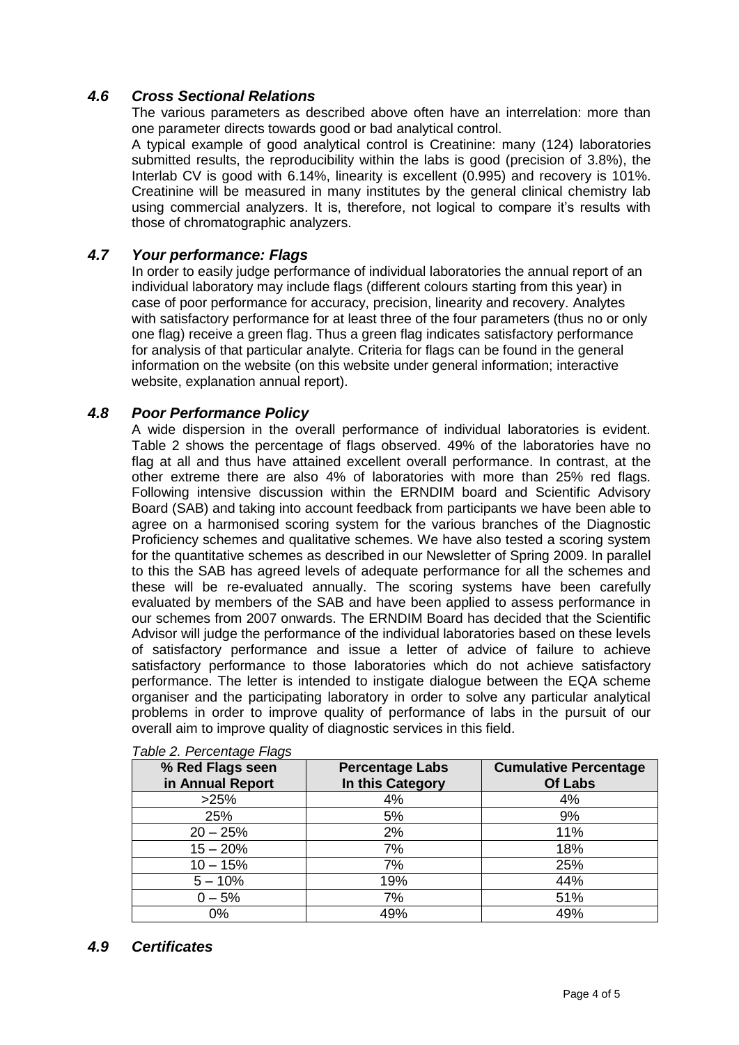### *4.6 Cross Sectional Relations*

The various parameters as described above often have an interrelation: more than one parameter directs towards good or bad analytical control.

A typical example of good analytical control is Creatinine: many (124) laboratories submitted results, the reproducibility within the labs is good (precision of 3.8%), the Interlab CV is good with 6.14%, linearity is excellent (0.995) and recovery is 101%. Creatinine will be measured in many institutes by the general clinical chemistry lab using commercial analyzers. It is, therefore, not logical to compare it's results with those of chromatographic analyzers.

### *4.7 Your performance: Flags*

In order to easily judge performance of individual laboratories the annual report of an individual laboratory may include flags (different colours starting from this year) in case of poor performance for accuracy, precision, linearity and recovery. Analytes with satisfactory performance for at least three of the four parameters (thus no or only one flag) receive a green flag. Thus a green flag indicates satisfactory performance for analysis of that particular analyte. Criteria for flags can be found in the general information on the website (on this website under general information; interactive website, explanation annual report).

### *4.8 Poor Performance Policy*

A wide dispersion in the overall performance of individual laboratories is evident. Table 2 shows the percentage of flags observed. 49% of the laboratories have no flag at all and thus have attained excellent overall performance. In contrast, at the other extreme there are also 4% of laboratories with more than 25% red flags. Following intensive discussion within the ERNDIM board and Scientific Advisory Board (SAB) and taking into account feedback from participants we have been able to agree on a harmonised scoring system for the various branches of the Diagnostic Proficiency schemes and qualitative schemes. We have also tested a scoring system for the quantitative schemes as described in our Newsletter of Spring 2009. In parallel to this the SAB has agreed levels of adequate performance for all the schemes and these will be re-evaluated annually. The scoring systems have been carefully evaluated by members of the SAB and have been applied to assess performance in our schemes from 2007 onwards. The ERNDIM Board has decided that the Scientific Advisor will judge the performance of the individual laboratories based on these levels of satisfactory performance and issue a letter of advice of failure to achieve satisfactory performance to those laboratories which do not achieve satisfactory performance. The letter is intended to instigate dialogue between the EQA scheme organiser and the participating laboratory in order to solve any particular analytical problems in order to improve quality of performance of labs in the pursuit of our overall aim to improve quality of diagnostic services in this field.

*Table 2. Percentage Flags*

| % Red Flags seen in Annual Report | Percentage Labs In this Category | Cumulative Percentage Of Labs |
|---|---|---|
| >25% | 4% | 4% |
| 25% | 5% | 9% |
| 20 – 25% | 2% | 11% |
| 15 – 20% | 7% | 18% |
| 10 – 15% | 7% | 25% |
| 5 – 10% | 19% | 44% |
| 0 – 5% | 7% | 51% |
| 0% | 49% | 49% |

### *4.9 Certificates*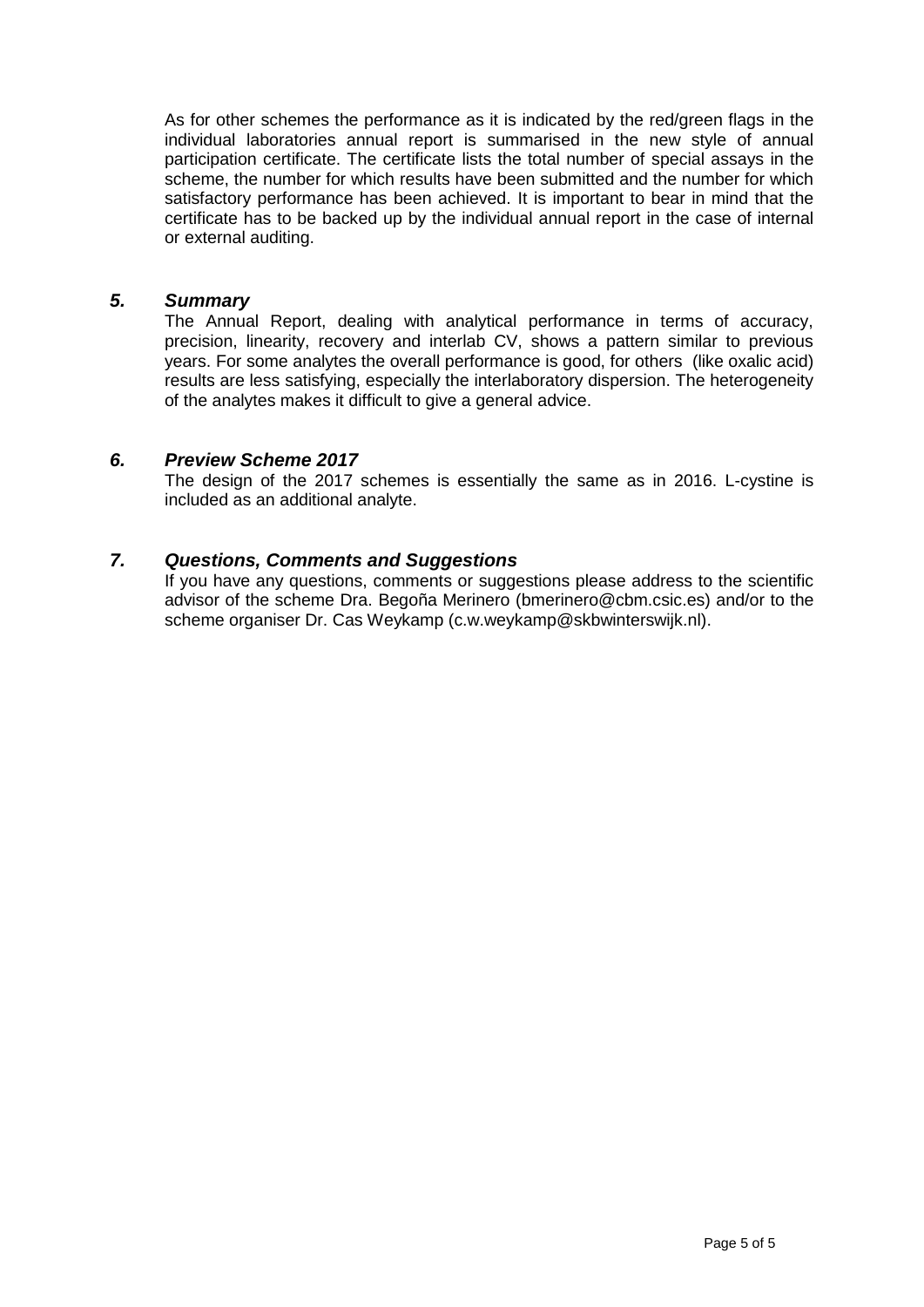As for other schemes the performance as it is indicated by the red/green flags in the individual laboratories annual report is summarised in the new style of annual participation certificate. The certificate lists the total number of special assays in the scheme, the number for which results have been submitted and the number for which satisfactory performance has been achieved. It is important to bear in mind that the certificate has to be backed up by the individual annual report in the case of internal or external auditing.

## *5. Summary*

The Annual Report, dealing with analytical performance in terms of accuracy, precision, linearity, recovery and interlab CV, shows a pattern similar to previous years. For some analytes the overall performance is good, for others (like oxalic acid) results are less satisfying, especially the interlaboratory dispersion. The heterogeneity of the analytes makes it difficult to give a general advice.

## *6. Preview Scheme 2017*

The design of the 2017 schemes is essentially the same as in 2016. L-cystine is included as an additional analyte.

## *7. Questions, Comments and Suggestions*

If you have any questions, comments or suggestions please address to the scientific advisor of the scheme Dra. Begoña Merinero (bmerinero@cbm.csic.es) and/or to the scheme organiser Dr. Cas Weykamp (c.w.weykamp@skbwinterswijk.nl).